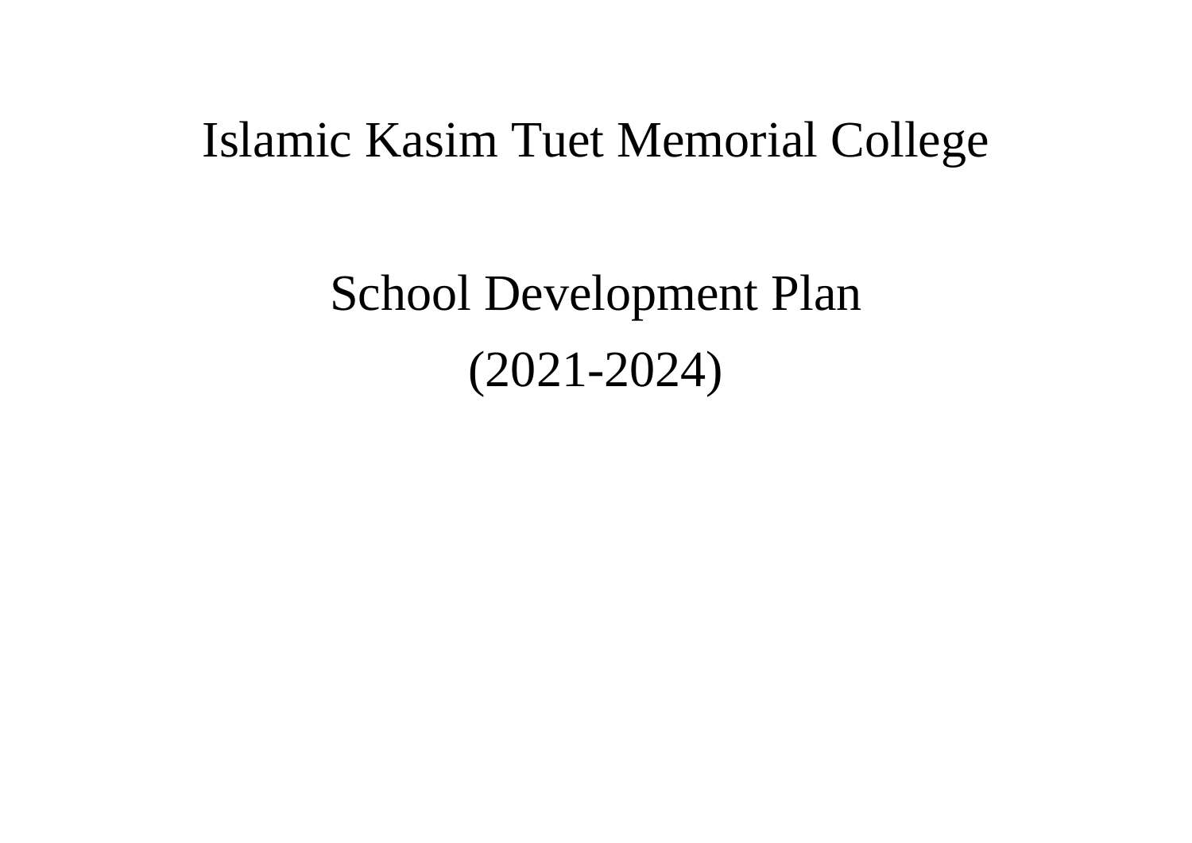# Islamic Kasim Tuet Memorial College

## School Development Plan

## (2021-2024)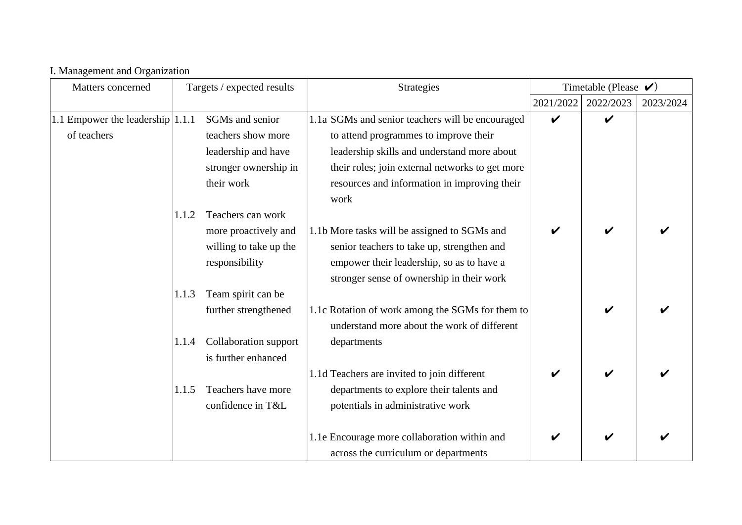I. Management and Organization

| Matters concerned | Targets / expected results | Strategies | Timetable (Please ✔) | | |
|---|---|---|---|---|---|
| | | | 2021/2022 | 2022/2023 | 2023/2024 |
| 1.1 Empower the leadership of teachers | 1.1.1 SGMs and senior teachers show more leadership and have stronger ownership in their work | 1.1a SGMs and senior teachers will be encouraged to attend programmes to improve their leadership skills and understand more about their roles; join external networks to get more resources and information in improving their work | ✔ | ✔ | |
| | 1.1.2 Teachers can work more proactively and willing to take up the responsibility | 1.1b More tasks will be assigned to SGMs and senior teachers to take up, strengthen and empower their leadership, so as to have a stronger sense of ownership in their work | ✔ | ✔ | ✔ |
| | 1.1.3 Team spirit can be further strengthened | 1.1c Rotation of work among the SGMs for them to understand more about the work of different departments | | ✔ | ✔ |
| | 1.1.4 Collaboration support is further enhanced | | | | |
| | 1.1.5 Teachers have more confidence in T&L | 1.1d Teachers are invited to join different departments to explore their talents and potentials in administrative work | ✔ | ✔ | ✔ |
| | | 1.1e Encourage more collaboration within and across the curriculum or departments | ✔ | ✔ | ✔ |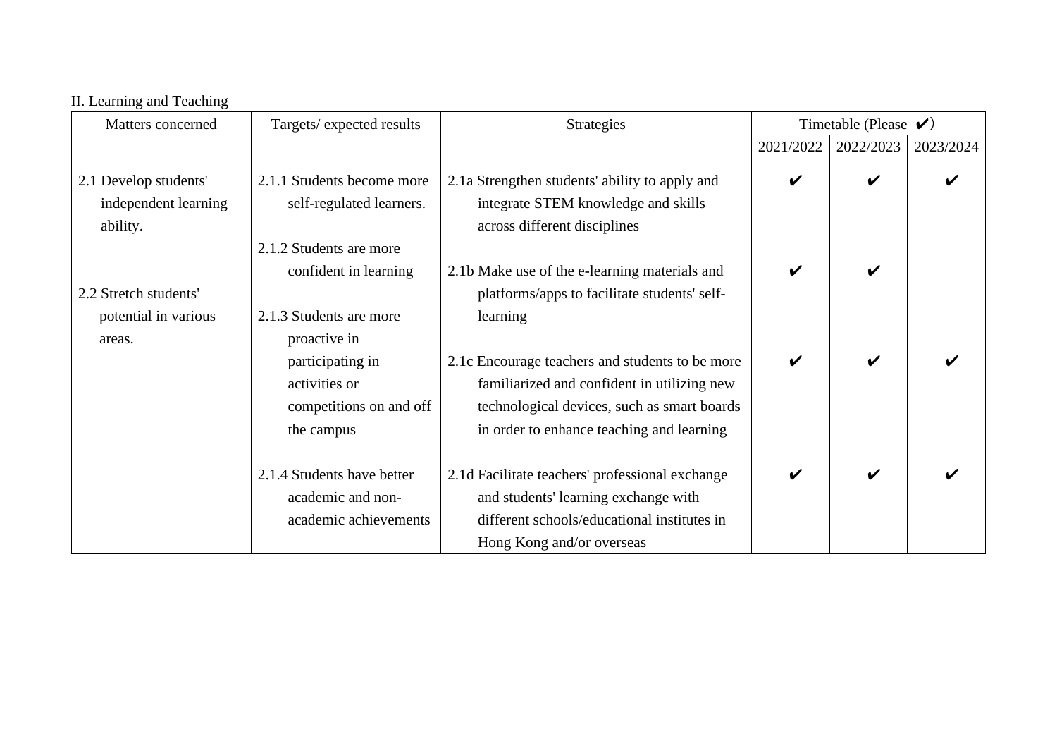II. Learning and Teaching

| Matters concerned | Targets/ expected results | Strategies | Timetable (Please ✔) | | |
|---|---|---|---|---|---|
| | | | 2021/2022 | 2022/2023 | 2023/2024 |
| 2.1 Develop students' independent learning ability.<br><br>2.2 Stretch students' potential in various areas. | 2.1.1 Students become more self-regulated learners.<br><br>2.1.2 Students are more confident in learning<br><br>2.1.3 Students are more proactive in participating in activities or competitions on and off the campus | 2.1a Strengthen students' ability to apply and integrate STEM knowledge and skills across different disciplines | ✔ | ✔ | ✔ |
| | | 2.1b Make use of the e-learning materials and platforms/apps to facilitate students' self-learning | ✔ | ✔ | |
| | | 2.1c Encourage teachers and students to be more familiarized and confident in utilizing new technological devices, such as smart boards in order to enhance teaching and learning | ✔ | ✔ | ✔ |
| | 2.1.4 Students have better academic and non-academic achievements | 2.1d Facilitate teachers' professional exchange and students' learning exchange with different schools/educational institutes in Hong Kong and/or overseas | ✔ | ✔ | ✔ |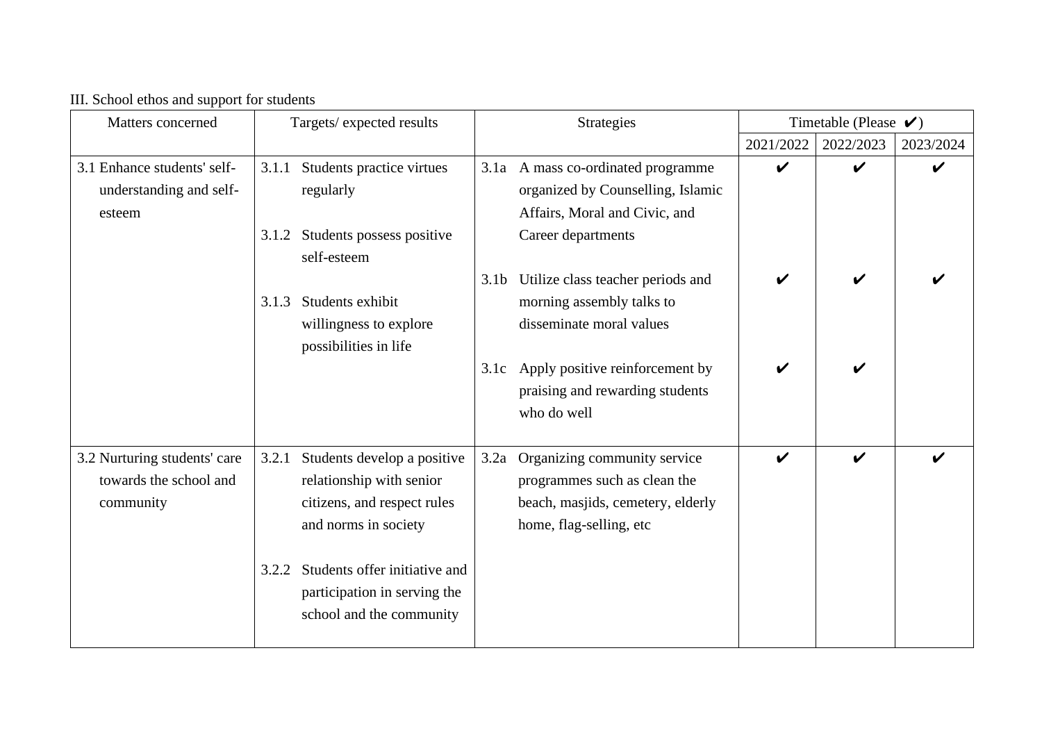III. School ethos and support for students

| Matters concerned | Targets/ expected results | Strategies | Timetable (Please ✔) | | |
|---|---|---|---|---|---|
| | | | 2021/2022 | 2022/2023 | 2023/2024 |
| 3.1 Enhance students' self-understanding and self-esteem | 3.1.1 Students practice virtues regularly<br><br>3.1.2 Students possess positive self-esteem<br><br>3.1.3 Students exhibit willingness to explore possibilities in life | 3.1a A mass co-ordinated programme organized by Counselling, Islamic Affairs, Moral and Civic, and Career departments | ✔ | ✔ | ✔ |
| | | 3.1b Utilize class teacher periods and morning assembly talks to disseminate moral values | ✔ | ✔ | ✔ |
| | | 3.1c Apply positive reinforcement by praising and rewarding students who do well | ✔ | ✔ | |
| 3.2 Nurturing students' care towards the school and community | 3.2.1 Students develop a positive relationship with senior citizens, and respect rules and norms in society<br><br>3.2.2 Students offer initiative and participation in serving the school and the community | 3.2a Organizing community service programmes such as clean the beach, masjids, cemetery, elderly home, flag-selling, etc | ✔ | ✔ | ✔ |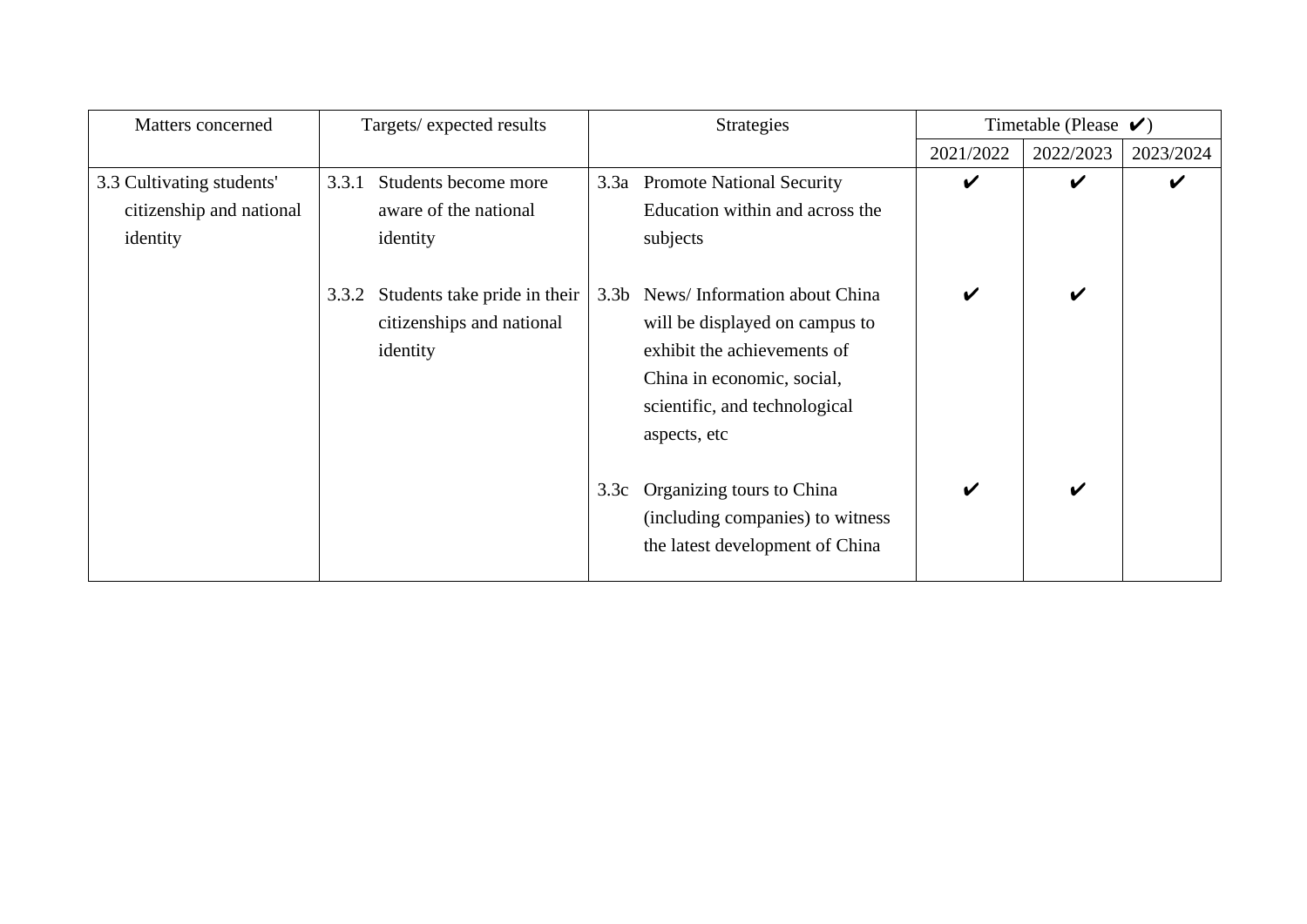| Matters concerned | Targets/ expected results | Strategies | Timetable (Please ✔) | | |
|---|---|---|---|---|---|
| | | | 2021/2022 | 2022/2023 | 2023/2024 |
| 3.3 Cultivating students' citizenship and national identity | 3.3.1 Students become more aware of the national identity | 3.3a Promote National Security Education within and across the subjects | ✔ | ✔ | ✔ |
| | 3.3.2 Students take pride in their citizenships and national identity | 3.3b News/ Information about China will be displayed on campus to exhibit the achievements of China in economic, social, scientific, and technological aspects, etc | ✔ | ✔ | |
| | | 3.3c Organizing tours to China (including companies) to witness the latest development of China | ✔ | ✔ | |